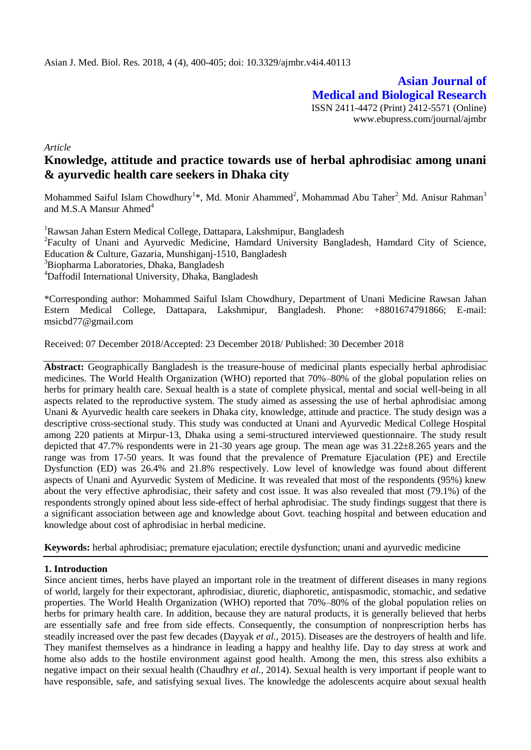Asian J. Med. Biol. Res. 2018, 4 (4), 400-405; doi: 10.3329/ajmbr.v4i4.40113

**Asian Journal of Medical and Biological Research**

ISSN 2411-4472 (Print) 2412-5571 (Online)
www.ebupress.com/journal/ajmbr

*Article*

# Knowledge, attitude and practice towards use of herbal aphrodisiac among unani & ayurvedic health care seekers in Dhaka city

Mohammed Saiful Islam Chowdhury[1]*, Md. Monir Ahammed[2], Mohammad Abu Taher[2], Md. Anisur Rahman[3] and M.S.A Mansur Ahmed[4]

[1]Rawsan Jahan Estern Medical College, Dattapara, Lakshmipur, Bangladesh

[2]Faculty of Unani and Ayurvedic Medicine, Hamdard University Bangladesh, Hamdard City of Science, Education & Culture, Gazaria, Munshiganj-1510, Bangladesh

[3]Biopharma Laboratories, Dhaka, Bangladesh

[4]Daffodil International University, Dhaka, Bangladesh

*Corresponding author: Mohammed Saiful Islam Chowdhury, Department of Unani Medicine Rawsan Jahan Estern Medical College, Dattapara, Lakshmipur, Bangladesh. Phone: +8801674791866; E-mail: msicbd77@gmail.com

Received: 07 December 2018/Accepted: 23 December 2018/ Published: 30 December 2018

**Abstract:** Geographically Bangladesh is the treasure-house of medicinal plants especially herbal aphrodisiac medicines. The World Health Organization (WHO) reported that 70%–80% of the global population relies on herbs for primary health care. Sexual health is a state of complete physical, mental and social well-being in all aspects related to the reproductive system. The study aimed as assessing the use of herbal aphrodisiac among Unani & Ayurvedic health care seekers in Dhaka city, knowledge, attitude and practice. The study design was a descriptive cross-sectional study. This study was conducted at Unani and Ayurvedic Medical College Hospital among 220 patients at Mirpur-13, Dhaka using a semi-structured interviewed questionnaire. The study result depicted that 47.7% respondents were in 21-30 years age group. The mean age was 31.22±8.265 years and the range was from 17-50 years. It was found that the prevalence of Premature Ejaculation (PE) and Erectile Dysfunction (ED) was 26.4% and 21.8% respectively. Low level of knowledge was found about different aspects of Unani and Ayurvedic System of Medicine. It was revealed that most of the respondents (95%) knew about the very effective aphrodisiac, their safety and cost issue. It was also revealed that most (79.1%) of the respondents strongly opined about less side-effect of herbal aphrodisiac. The study findings suggest that there is a significant association between age and knowledge about Govt. teaching hospital and between education and knowledge about cost of aphrodisiac in herbal medicine.

**Keywords:** herbal aphrodisiac; premature ejaculation; erectile dysfunction; unani and ayurvedic medicine

## 1. Introduction

Since ancient times, herbs have played an important role in the treatment of different diseases in many regions of world, largely for their expectorant, aphrodisiac, diuretic, diaphoretic, antispasmodic, stomachic, and sedative properties. The World Health Organization (WHO) reported that 70%–80% of the global population relies on herbs for primary health care. In addition, because they are natural products, it is generally believed that herbs are essentially safe and free from side effects. Consequently, the consumption of nonprescription herbs has steadily increased over the past few decades (Dayyak *et al.*, 2015). Diseases are the destroyers of health and life. They manifest themselves as a hindrance in leading a happy and healthy life. Day to day stress at work and home also adds to the hostile environment against good health. Among the men, this stress also exhibits a negative impact on their sexual health (Chaudhry *et al.*, 2014). Sexual health is very important if people want to have responsible, safe, and satisfying sexual lives. The knowledge the adolescents acquire about sexual health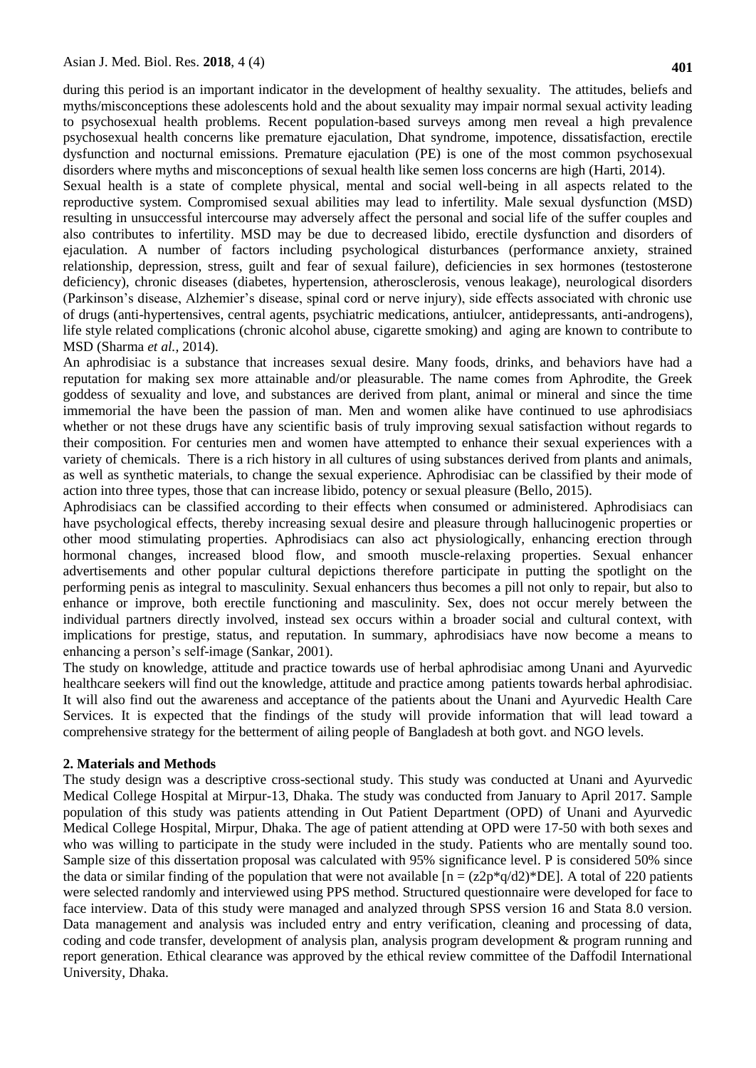during this period is an important indicator in the development of healthy sexuality. The attitudes, beliefs and myths/misconceptions these adolescents hold and the about sexuality may impair normal sexual activity leading to psychosexual health problems. Recent population-based surveys among men reveal a high prevalence psychosexual health concerns like premature ejaculation, Dhat syndrome, impotence, dissatisfaction, erectile dysfunction and nocturnal emissions. Premature ejaculation (PE) is one of the most common psychosexual disorders where myths and misconceptions of sexual health like semen loss concerns are high (Harti, 2014).

Sexual health is a state of complete physical, mental and social well-being in all aspects related to the reproductive system. Compromised sexual abilities may lead to infertility. Male sexual dysfunction (MSD) resulting in unsuccessful intercourse may adversely affect the personal and social life of the suffer couples and also contributes to infertility. MSD may be due to decreased libido, erectile dysfunction and disorders of ejaculation. A number of factors including psychological disturbances (performance anxiety, strained relationship, depression, stress, guilt and fear of sexual failure), deficiencies in sex hormones (testosterone deficiency), chronic diseases (diabetes, hypertension, atherosclerosis, venous leakage), neurological disorders (Parkinson's disease, Alzhemier's disease, spinal cord or nerve injury), side effects associated with chronic use of drugs (anti-hypertensives, central agents, psychiatric medications, antiulcer, antidepressants, anti-androgens), life style related complications (chronic alcohol abuse, cigarette smoking) and aging are known to contribute to MSD (Sharma *et al.,* 2014).

An aphrodisiac is a substance that increases sexual desire. Many foods, drinks, and behaviors have had a reputation for making sex more attainable and/or pleasurable. The name comes from Aphrodite, the Greek goddess of sexuality and love, and substances are derived from plant, animal or mineral and since the time immemorial the have been the passion of man. Men and women alike have continued to use aphrodisiacs whether or not these drugs have any scientific basis of truly improving sexual satisfaction without regards to their composition. For centuries men and women have attempted to enhance their sexual experiences with a variety of chemicals. There is a rich history in all cultures of using substances derived from plants and animals, as well as synthetic materials, to change the sexual experience. Aphrodisiac can be classified by their mode of action into three types, those that can increase libido, potency or sexual pleasure (Bello, 2015).

Aphrodisiacs can be classified according to their effects when consumed or administered. Aphrodisiacs can have psychological effects, thereby increasing sexual desire and pleasure through hallucinogenic properties or other mood stimulating properties. Aphrodisiacs can also act physiologically, enhancing erection through hormonal changes, increased blood flow, and smooth muscle-relaxing properties. Sexual enhancer advertisements and other popular cultural depictions therefore participate in putting the spotlight on the performing penis as integral to masculinity. Sexual enhancers thus becomes a pill not only to repair, but also to enhance or improve, both erectile functioning and masculinity. Sex, does not occur merely between the individual partners directly involved, instead sex occurs within a broader social and cultural context, with implications for prestige, status, and reputation. In summary, aphrodisiacs have now become a means to enhancing a person's self-image (Sankar, 2001).

The study on knowledge, attitude and practice towards use of herbal aphrodisiac among Unani and Ayurvedic healthcare seekers will find out the knowledge, attitude and practice among patients towards herbal aphrodisiac. It will also find out the awareness and acceptance of the patients about the Unani and Ayurvedic Health Care Services. It is expected that the findings of the study will provide information that will lead toward a comprehensive strategy for the betterment of ailing people of Bangladesh at both govt. and NGO levels.

## 2. Materials and Methods

The study design was a descriptive cross-sectional study. This study was conducted at Unani and Ayurvedic Medical College Hospital at Mirpur-13, Dhaka. The study was conducted from January to April 2017. Sample population of this study was patients attending in Out Patient Department (OPD) of Unani and Ayurvedic Medical College Hospital, Mirpur, Dhaka. The age of patient attending at OPD were 17-50 with both sexes and who was willing to participate in the study were included in the study. Patients who are mentally sound too. Sample size of this dissertation proposal was calculated with 95% significance level. P is considered 50% since the data or similar finding of the population that were not available [n = (z2p*q/d2)*DE]. A total of 220 patients were selected randomly and interviewed using PPS method. Structured questionnaire were developed for face to face interview. Data of this study were managed and analyzed through SPSS version 16 and Stata 8.0 version. Data management and analysis was included entry and entry verification, cleaning and processing of data, coding and code transfer, development of analysis plan, analysis program development & program running and report generation. Ethical clearance was approved by the ethical review committee of the Daffodil International University, Dhaka.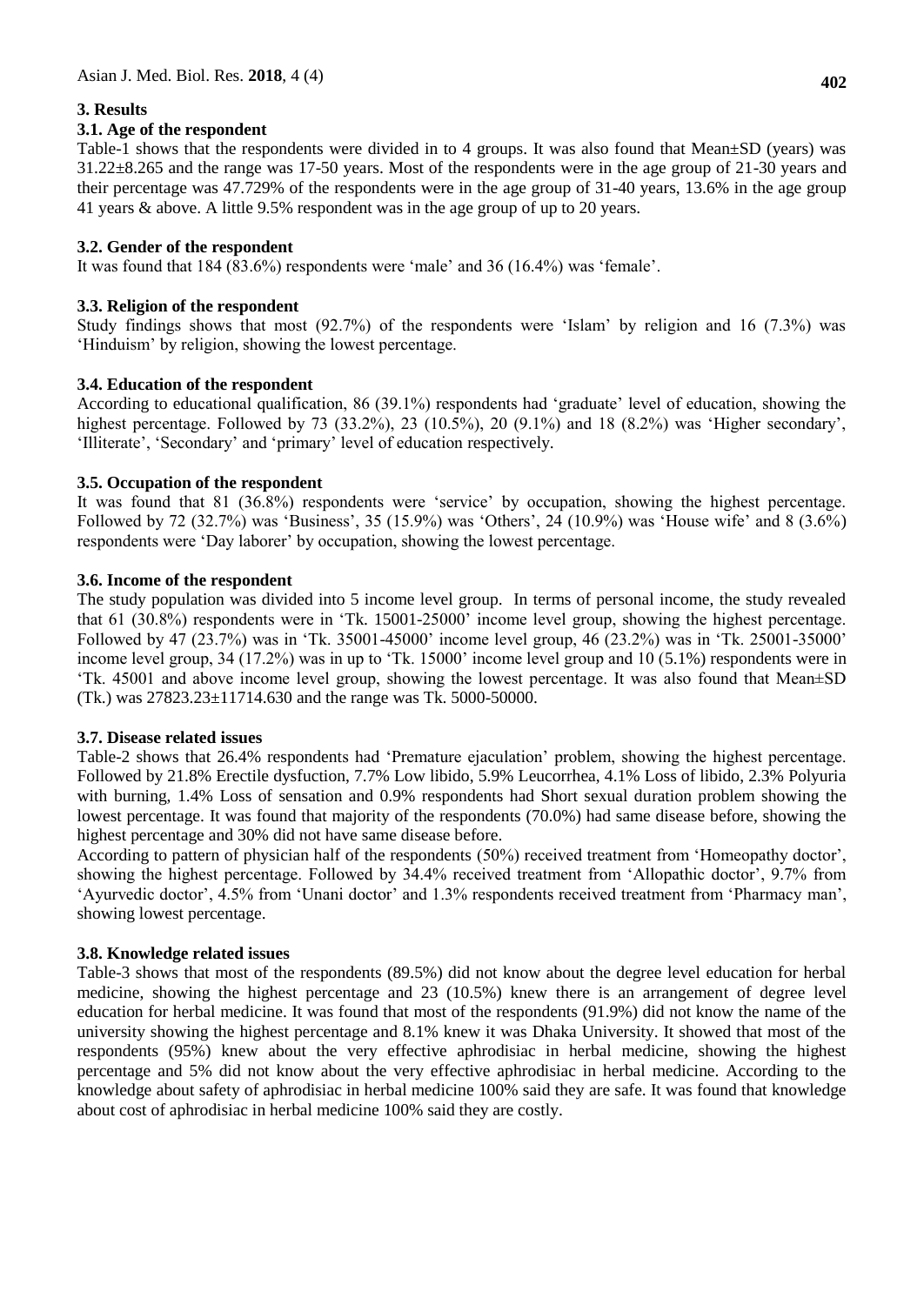## 3. Results

### 3.1. Age of the respondent

Table-1 shows that the respondents were divided in to 4 groups. It was also found that Mean±SD (years) was 31.22±8.265 and the range was 17-50 years. Most of the respondents were in the age group of 21-30 years and their percentage was 47.729% of the respondents were in the age group of 31-40 years, 13.6% in the age group 41 years & above. A little 9.5% respondent was in the age group of up to 20 years.

### 3.2. Gender of the respondent

It was found that 184 (83.6%) respondents were 'male' and 36 (16.4%) was 'female'.

### 3.3. Religion of the respondent

Study findings shows that most (92.7%) of the respondents were 'Islam' by religion and 16 (7.3%) was 'Hinduism' by religion, showing the lowest percentage.

### 3.4. Education of the respondent

According to educational qualification, 86 (39.1%) respondents had 'graduate' level of education, showing the highest percentage. Followed by 73 (33.2%), 23 (10.5%), 20 (9.1%) and 18 (8.2%) was 'Higher secondary', 'Illiterate', 'Secondary' and 'primary' level of education respectively.

### 3.5. Occupation of the respondent

It was found that 81 (36.8%) respondents were 'service' by occupation, showing the highest percentage. Followed by 72 (32.7%) was 'Business', 35 (15.9%) was 'Others', 24 (10.9%) was 'House wife' and 8 (3.6%) respondents were 'Day laborer' by occupation, showing the lowest percentage.

### 3.6. Income of the respondent

The study population was divided into 5 income level group. In terms of personal income, the study revealed that 61 (30.8%) respondents were in 'Tk. 15001-25000' income level group, showing the highest percentage. Followed by 47 (23.7%) was in 'Tk. 35001-45000' income level group, 46 (23.2%) was in 'Tk. 25001-35000' income level group, 34 (17.2%) was in up to 'Tk. 15000' income level group and 10 (5.1%) respondents were in 'Tk. 45001 and above income level group, showing the lowest percentage. It was also found that Mean±SD (Tk.) was 27823.23±11714.630 and the range was Tk. 5000-50000.

### 3.7. Disease related issues

Table-2 shows that 26.4% respondents had 'Premature ejaculation' problem, showing the highest percentage. Followed by 21.8% Erectile dysfuction, 7.7% Low libido, 5.9% Leucorrhea, 4.1% Loss of libido, 2.3% Polyuria with burning, 1.4% Loss of sensation and 0.9% respondents had Short sexual duration problem showing the lowest percentage. It was found that majority of the respondents (70.0%) had same disease before, showing the highest percentage and 30% did not have same disease before.

According to pattern of physician half of the respondents (50%) received treatment from 'Homeopathy doctor', showing the highest percentage. Followed by 34.4% received treatment from 'Allopathic doctor', 9.7% from 'Ayurvedic doctor', 4.5% from 'Unani doctor' and 1.3% respondents received treatment from 'Pharmacy man', showing lowest percentage.

### 3.8. Knowledge related issues

Table-3 shows that most of the respondents (89.5%) did not know about the degree level education for herbal medicine, showing the highest percentage and 23 (10.5%) knew there is an arrangement of degree level education for herbal medicine. It was found that most of the respondents (91.9%) did not know the name of the university showing the highest percentage and 8.1% knew it was Dhaka University. It showed that most of the respondents (95%) knew about the very effective aphrodisiac in herbal medicine, showing the highest percentage and 5% did not know about the very effective aphrodisiac in herbal medicine. According to the knowledge about safety of aphrodisiac in herbal medicine 100% said they are safe. It was found that knowledge about cost of aphrodisiac in herbal medicine 100% said they are costly.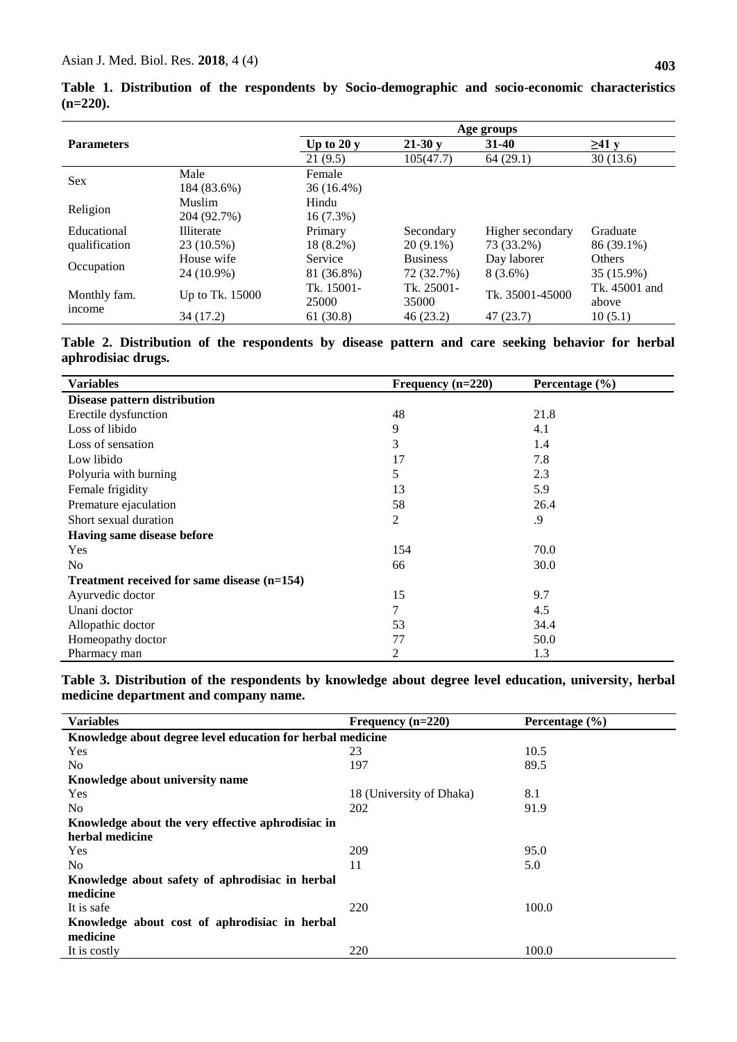**Table 1. Distribution of the respondents by Socio-demographic and socio-economic characteristics (n=220).**

| Parameters | | Age groups | | | |
|---|---|---|---|---|---|
| | | Up to 20 y | 21-30 y | 31-40 | ≥41 y |
| | | 21 (9.5) | 105(47.7) | 64 (29.1) | 30 (13.6) |
| Sex | Male<br>184 (83.6%) | Female<br>36 (16.4%) | | | |
| Religion | Muslim<br>204 (92.7%) | Hindu<br>16 (7.3%) | | | |
| Educational qualification | Illiterate<br>23 (10.5%) | Primary<br>18 (8.2%) | Secondary<br>20 (9.1%) | Higher secondary<br>73 (33.2%) | Graduate<br>86 (39.1%) |
| Occupation | House wife<br>24 (10.9%) | Service<br>81 (36.8%) | Business<br>72 (32.7%) | Day laborer<br>8 (3.6%) | Others<br>35 (15.9%) |
| Monthly fam. income | Up to Tk. 15000<br>34 (17.2) | Tk. 15001-25000<br>61 (30.8) | Tk. 25001-35000<br>46 (23.2) | Tk. 35001-45000<br>47 (23.7) | Tk. 45001 and above<br>10 (5.1) |

**Table 2. Distribution of the respondents by disease pattern and care seeking behavior for herbal aphrodisiac drugs.**

| Variables | Frequency (n=220) | Percentage (%) |
|---|---|---|
| **Disease pattern distribution** | | |
| Erectile dysfunction | 48 | 21.8 |
| Loss of libido | 9 | 4.1 |
| Loss of sensation | 3 | 1.4 |
| Low libido | 17 | 7.8 |
| Polyuria with burning | 5 | 2.3 |
| Female frigidity | 13 | 5.9 |
| Premature ejaculation | 58 | 26.4 |
| Short sexual duration | 2 | .9 |
| **Having same disease before** | | |
| Yes | 154 | 70.0 |
| No | 66 | 30.0 |
| **Treatment received for same disease (n=154)** | | |
| Ayurvedic doctor | 15 | 9.7 |
| Unani doctor | 7 | 4.5 |
| Allopathic doctor | 53 | 34.4 |
| Homeopathy doctor | 77 | 50.0 |
| Pharmacy man | 2 | 1.3 |

**Table 3. Distribution of the respondents by knowledge about degree level education, university, herbal medicine department and company name.**

| Variables | Frequency (n=220) | Percentage (%) |
|---|---|---|
| **Knowledge about degree level education for herbal medicine** | | |
| Yes | 23 | 10.5 |
| No | 197 | 89.5 |
| **Knowledge about university name** | | |
| Yes | 18 (University of Dhaka) | 8.1 |
| No | 202 | 91.9 |
| **Knowledge about the very effective aphrodisiac in herbal medicine** | | |
| Yes | 209 | 95.0 |
| No | 11 | 5.0 |
| **Knowledge about safety of aphrodisiac in herbal medicine** | | |
| It is safe | 220 | 100.0 |
| **Knowledge about cost of aphrodisiac in herbal medicine** | | |
| It is costly | 220 | 100.0 |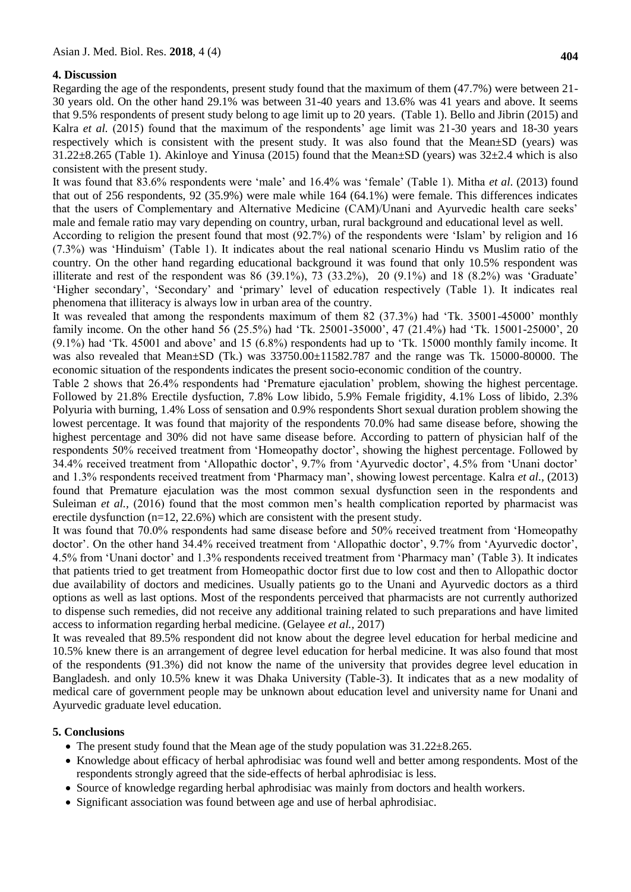## 4. Discussion

Regarding the age of the respondents, present study found that the maximum of them (47.7%) were between 21-30 years old. On the other hand 29.1% was between 31-40 years and 13.6% was 41 years and above. It seems that 9.5% respondents of present study belong to age limit up to 20 years. (Table 1). Bello and Jibrin (2015) and Kalra *et al.* (2015) found that the maximum of the respondents' age limit was 21-30 years and 18-30 years respectively which is consistent with the present study. It was also found that the Mean±SD (years) was 31.22±8.265 (Table 1). Akinloye and Yinusa (2015) found that the Mean±SD (years) was 32±2.4 which is also consistent with the present study.

It was found that 83.6% respondents were 'male' and 16.4% was 'female' (Table 1). Mitha *et al.* (2013) found that out of 256 respondents, 92 (35.9%) were male while 164 (64.1%) were female. This differences indicates that the users of Complementary and Alternative Medicine (CAM)/Unani and Ayurvedic health care seeks' male and female ratio may vary depending on country, urban, rural background and educational level as well.

According to religion the present found that most (92.7%) of the respondents were 'Islam' by religion and 16 (7.3%) was 'Hinduism' (Table 1). It indicates about the real national scenario Hindu vs Muslim ratio of the country. On the other hand regarding educational background it was found that only 10.5% respondent was illiterate and rest of the respondent was 86 (39.1%), 73 (33.2%), 20 (9.1%) and 18 (8.2%) was 'Graduate' 'Higher secondary', 'Secondary' and 'primary' level of education respectively (Table 1). It indicates real phenomena that illiteracy is always low in urban area of the country.

It was revealed that among the respondents maximum of them 82 (37.3%) had 'Tk. 35001-45000' monthly family income. On the other hand 56 (25.5%) had 'Tk. 25001-35000', 47 (21.4%) had 'Tk. 15001-25000', 20 (9.1%) had 'Tk. 45001 and above' and 15 (6.8%) respondents had up to 'Tk. 15000 monthly family income. It was also revealed that Mean±SD (Tk.) was 33750.00±11582.787 and the range was Tk. 15000-80000. The economic situation of the respondents indicates the present socio-economic condition of the country.

Table 2 shows that 26.4% respondents had 'Premature ejaculation' problem, showing the highest percentage. Followed by 21.8% Erectile dysfuction, 7.8% Low libido, 5.9% Female frigidity, 4.1% Loss of libido, 2.3% Polyuria with burning, 1.4% Loss of sensation and 0.9% respondents Short sexual duration problem showing the lowest percentage. It was found that majority of the respondents 70.0% had same disease before, showing the highest percentage and 30% did not have same disease before. According to pattern of physician half of the respondents 50% received treatment from 'Homeopathy doctor', showing the highest percentage. Followed by 34.4% received treatment from 'Allopathic doctor', 9.7% from 'Ayurvedic doctor', 4.5% from 'Unani doctor' and 1.3% respondents received treatment from 'Pharmacy man', showing lowest percentage. Kalra *et al.*, (2013) found that Premature ejaculation was the most common sexual dysfunction seen in the respondents and Suleiman *et al.*, (2016) found that the most common men's health complication reported by pharmacist was erectile dysfunction (n=12, 22.6%) which are consistent with the present study.

It was found that 70.0% respondents had same disease before and 50% received treatment from 'Homeopathy doctor'. On the other hand 34.4% received treatment from 'Allopathic doctor', 9.7% from 'Ayurvedic doctor', 4.5% from 'Unani doctor' and 1.3% respondents received treatment from 'Pharmacy man' (Table 3). It indicates that patients tried to get treatment from Homeopathic doctor first due to low cost and then to Allopathic doctor due availability of doctors and medicines. Usually patients go to the Unani and Ayurvedic doctors as a third options as well as last options. Most of the respondents perceived that pharmacists are not currently authorized to dispense such remedies, did not receive any additional training related to such preparations and have limited access to information regarding herbal medicine. (Gelayee *et al.,* 2017)

It was revealed that 89.5% respondent did not know about the degree level education for herbal medicine and 10.5% knew there is an arrangement of degree level education for herbal medicine. It was also found that most of the respondents (91.3%) did not know the name of the university that provides degree level education in Bangladesh. and only 10.5% knew it was Dhaka University (Table-3). It indicates that as a new modality of medical care of government people may be unknown about education level and university name for Unani and Ayurvedic graduate level education.

## 5. Conclusions

- The present study found that the Mean age of the study population was 31.22±8.265.
- Knowledge about efficacy of herbal aphrodisiac was found well and better among respondents. Most of the respondents strongly agreed that the side-effects of herbal aphrodisiac is less.
- Source of knowledge regarding herbal aphrodisiac was mainly from doctors and health workers.
- Significant association was found between age and use of herbal aphrodisiac.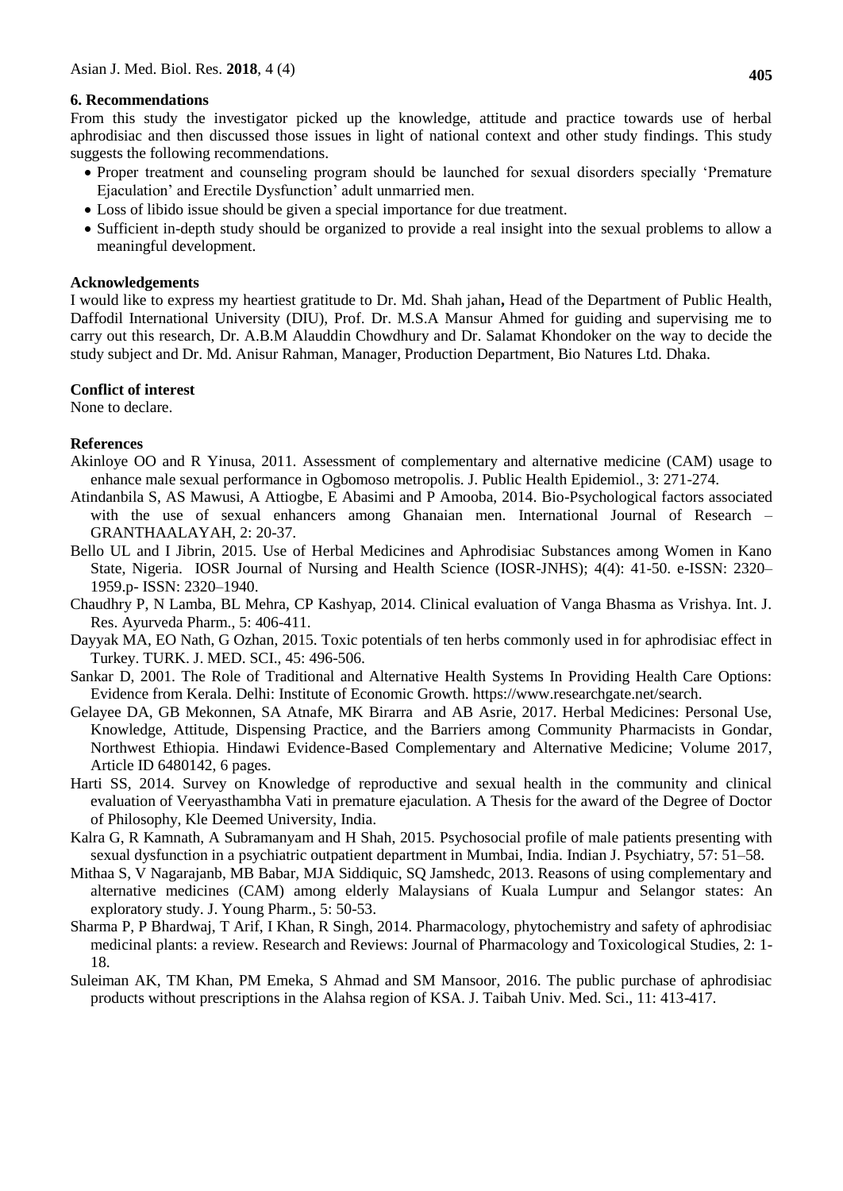## 6. Recommendations

From this study the investigator picked up the knowledge, attitude and practice towards use of herbal aphrodisiac and then discussed those issues in light of national context and other study findings. This study suggests the following recommendations.

- Proper treatment and counseling program should be launched for sexual disorders specially 'Premature Ejaculation' and Erectile Dysfunction' adult unmarried men.
- Loss of libido issue should be given a special importance for due treatment.
- Sufficient in-depth study should be organized to provide a real insight into the sexual problems to allow a meaningful development.

### Acknowledgements

I would like to express my heartiest gratitude to Dr. Md. Shah jahan**,** Head of the Department of Public Health, Daffodil International University (DIU), Prof. Dr. M.S.A Mansur Ahmed for guiding and supervising me to carry out this research, Dr. A.B.M Alauddin Chowdhury and Dr. Salamat Khondoker on the way to decide the study subject and Dr. Md. Anisur Rahman, Manager, Production Department, Bio Natures Ltd. Dhaka.

### Conflict of interest

None to declare.

### References

Akinloye OO and R Yinusa, 2011. Assessment of complementary and alternative medicine (CAM) usage to enhance male sexual performance in Ogbomoso metropolis. J. Public Health Epidemiol., 3: 271-274.

Atindanbila S, AS Mawusi, A Attiogbe, E Abasimi and P Amooba, 2014. Bio-Psychological factors associated with the use of sexual enhancers among Ghanaian men. International Journal of Research – GRANTHAALAYAH, 2: 20-37.

Bello UL and I Jibrin, 2015. Use of Herbal Medicines and Aphrodisiac Substances among Women in Kano State, Nigeria. IOSR Journal of Nursing and Health Science (IOSR-JNHS); 4(4): 41-50. e-ISSN: 2320–1959.p- ISSN: 2320–1940.

Chaudhry P, N Lamba, BL Mehra, CP Kashyap, 2014. Clinical evaluation of Vanga Bhasma as Vrishya. Int. J. Res. Ayurveda Pharm., 5: 406-411.

Dayyak MA, EO Nath, G Ozhan, 2015. Toxic potentials of ten herbs commonly used in for aphrodisiac effect in Turkey. TURK. J. MED. SCI., 45: 496-506.

Sankar D, 2001. The Role of Traditional and Alternative Health Systems In Providing Health Care Options: Evidence from Kerala. Delhi: Institute of Economic Growth. https://www.researchgate.net/search.

Gelayee DA, GB Mekonnen, SA Atnafe, MK Birarra and AB Asrie, 2017. Herbal Medicines: Personal Use, Knowledge, Attitude, Dispensing Practice, and the Barriers among Community Pharmacists in Gondar, Northwest Ethiopia. Hindawi Evidence-Based Complementary and Alternative Medicine; Volume 2017, Article ID 6480142, 6 pages.

Harti SS, 2014. Survey on Knowledge of reproductive and sexual health in the community and clinical evaluation of Veeryasthambha Vati in premature ejaculation. A Thesis for the award of the Degree of Doctor of Philosophy, Kle Deemed University, India.

Kalra G, R Kamnath, A Subramanyam and H Shah, 2015. Psychosocial profile of male patients presenting with sexual dysfunction in a psychiatric outpatient department in Mumbai, India. Indian J. Psychiatry, 57: 51–58.

Mithaa S, V Nagarajanb, MB Babar, MJA Siddiquic, SQ Jamshedc, 2013. Reasons of using complementary and alternative medicines (CAM) among elderly Malaysians of Kuala Lumpur and Selangor states: An exploratory study. J. Young Pharm., 5: 50-53.

Sharma P, P Bhardwaj, T Arif, I Khan, R Singh, 2014. Pharmacology, phytochemistry and safety of aphrodisiac medicinal plants: a review. Research and Reviews: Journal of Pharmacology and Toxicological Studies, 2: 1-18.

Suleiman AK, TM Khan, PM Emeka, S Ahmad and SM Mansoor, 2016. The public purchase of aphrodisiac products without prescriptions in the Alahsa region of KSA. J. Taibah Univ. Med. Sci., 11: 413-417.